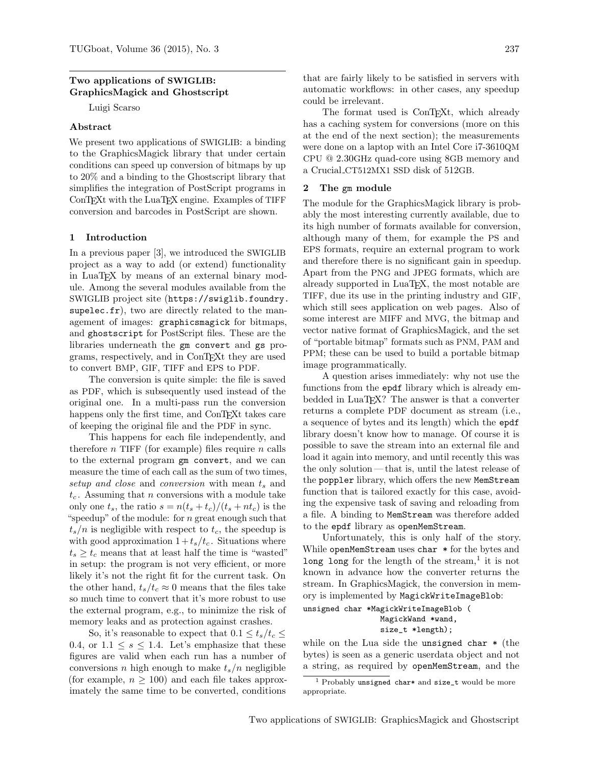# Two applications of SWIGLIB: GraphicsMagick and Ghostscript

Luigi Scarso

## Abstract

We present two applications of SWIGLIB: a binding to the GraphicsMagick library that under certain conditions can speed up conversion of bitmaps by up to 20% and a binding to the Ghostscript library that simplifies the integration of PostScript programs in ConTEXt with the LuaTEX engine. Examples of TIFF conversion and barcodes in PostScript are shown.

## 1 Introduction

In a previous paper [3], we introduced the SWIGLIB project as a way to add (or extend) functionality in LuaTEX by means of an external binary module. Among the several modules available from the SWIGLIB project site (`https://swiglib.foundry.supelec.fr`), two are directly related to the management of images: `graphicsmagick` for bitmaps, and `ghostscript` for PostScript files. These are the libraries underneath the `gm convert` and `gs` programs, respectively, and in ConTEXt they are used to convert BMP, GIF, TIFF and EPS to PDF.

The conversion is quite simple: the file is saved as PDF, which is subsequently used instead of the original one. In a multi-pass run the conversion happens only the first time, and ConTEXt takes care of keeping the original file and the PDF in sync.

This happens for each file independently, and therefore $n$ TIFF (for example) files require $n$ calls to the external program `gm convert`, and we can measure the time of each call as the sum of two times, *setup and close* and *conversion* with mean $t_s$ and $t_c$. Assuming that $n$ conversions with a module take only one $t_s$, the ratio $s = n(t_s + t_c)/(t_s + nt_c)$ is the "speedup" of the module: for $n$ great enough such that $t_s/n$ is negligible with respect to $t_c$, the speedup is with good approximation $1 + t_s/t_c$. Situations where $t_s \geq t_c$ means that at least half the time is "wasted" in setup: the program is not very efficient, or more likely it's not the right fit for the current task. On the other hand, $t_s/t_c \approx 0$ means that the files take so much time to convert that it's more robust to use the external program, e.g., to minimize the risk of memory leaks and as protection against crashes.

So, it's reasonable to expect that $0.1 \leq t_s/t_c \leq 0.4$, or $1.1 \leq s \leq 1.4$. Let's emphasize that these figures are valid when each run has a number of conversions $n$ high enough to make $t_s/n$ negligible (for example, $n \geq 100$) and each file takes approximately the same time to be converted, conditions that are fairly likely to be satisfied in servers with automatic workflows: in other cases, any speedup could be irrelevant.

The format used is ConTEXt, which already has a caching system for conversions (more on this at the end of the next section); the measurements were done on a laptop with an Intel Core i7-3610QM CPU @ 2.30GHz quad-core using 8GB memory and a Crucial_CT512MX1 SSD disk of 512GB.

## 2 The gm module

The module for the GraphicsMagick library is probably the most interesting currently available, due to its high number of formats available for conversion, although many of them, for example the PS and EPS formats, require an external program to work and therefore there is no significant gain in speedup. Apart from the PNG and JPEG formats, which are already supported in LuaTEX, the most notable are TIFF, due its use in the printing industry and GIF, which still sees application on web pages. Also of some interest are MIFF and MVG, the bitmap and vector native format of GraphicsMagick, and the set of "portable bitmap" formats such as PNM, PAM and PPM; these can be used to build a portable bitmap image programmatically.

A question arises immediately: why not use the functions from the `epdf` library which is already embedded in LuaTEX? The answer is that a converter returns a complete PDF document as stream (i.e., a sequence of bytes and its length) which the `epdf` library doesn't know how to manage. Of course it is possible to save the stream into an external file and load it again into memory, and until recently this was the only solution — that is, until the latest release of the `poppler` library, which offers the new `MemStream` function that is tailored exactly for this case, avoiding the expensive task of saving and reloading from a file. A binding to `MemStream` was therefore added to the `epdf` library as `openMemStream`.

Unfortunately, this is only half of the story. While `openMemStream` uses `char *` for the bytes and `long long` for the length of the stream,[1] it is not known in advance how the converter returns the stream. In GraphicsMagick, the conversion in memory is implemented by `MagickWriteImageBlob`:

```
unsigned char *MagickWriteImageBlob (
                MagickWand *wand,
                size_t *length);
```

while on the Lua side the `unsigned char *` (the bytes) is seen as a generic userdata object and not a string, as required by `openMemStream`, and the

[1] Probably `unsigned char*` and `size_t` would be more appropriate.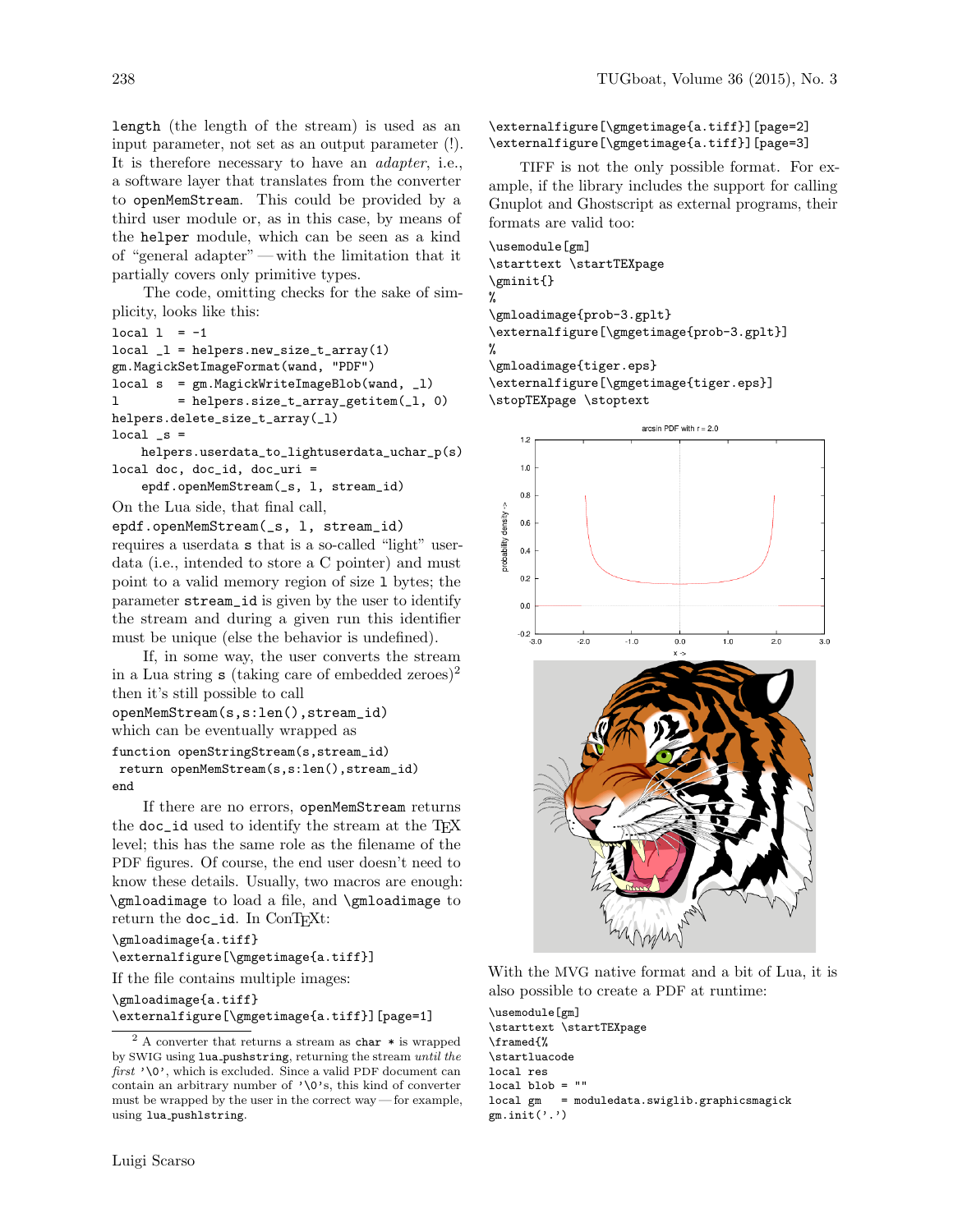`length` (the length of the stream) is used as an input parameter, not set as an output parameter (!). It is therefore necessary to have an *adapter*, i.e., a software layer that translates from the converter to `openMemStream`. This could be provided by a third user module or, as in this case, by means of the `helper` module, which can be seen as a kind of "general adapter" — with the limitation that it partially covers only primitive types.

The code, omitting checks for the sake of simplicity, looks like this:

```
local l  = -1
local _l = helpers.new_size_t_array(1)
gm.MagickSetImageFormat(wand, "PDF")
local s  = gm.MagickWriteImageBlob(wand, _l)
l        = helpers.size_t_array_getitem(_l, 0)
helpers.delete_size_t_array(_l)
local _s =
    helpers.userdata_to_lightuserdata_uchar_p(s)
local doc, doc_id, doc_uri =
    epdf.openMemStream(_s, l, stream_id)
```

On the Lua side, that final call,
`epdf.openMemStream(_s, l, stream_id)`
requires a userdata `s` that is a so-called "light" userdata (i.e., intended to store a C pointer) and must point to a valid memory region of size `l` bytes; the parameter `stream_id` is given by the user to identify the stream and during a given run this identifier must be unique (else the behavior is undefined).

If, in some way, the user converts the stream in a Lua string `s` (taking care of embedded zeroes)[2] then it's still possible to call
`openMemStream(s,s:len(),stream_id)`
which can be eventually wrapped as

```
function openStringStream(s,stream_id)
 return openMemStream(s,s:len(),stream_id)
end
```

If there are no errors, `openMemStream` returns the `doc_id` used to identify the stream at the TEX level; this has the same role as the filename of the PDF figures. Of course, the end user doesn't need to know these details. Usually, two macros are enough: `\gmloadimage` to load a file, and `\gmloadimage` to return the `doc_id`. In ConTEXt:

```
\gmloadimage{a.tiff}
\externalfigure[\gmgetimage{a.tiff}]
```

If the file contains multiple images:

```
\gmloadimage{a.tiff}
\externalfigure[\gmgetimage{a.tiff}][page=1]
\externalfigure[\gmgetimage{a.tiff}][page=2]
\externalfigure[\gmgetimage{a.tiff}][page=3]
```

TIFF is not the only possible format. For example, if the library includes the support for calling Gnuplot and Ghostscript as external programs, their formats are valid too:

```
\usemodule[gm]
\starttext \startTEXpage
\gminit{}
%
\gmloadimage{prob-3.gplt}
\externalfigure[\gmgetimage{prob-3.gplt}]
%
\gmloadimage{tiger.eps}
\externalfigure[\gmgetimage{tiger.eps}]
\stopTEXpage \stoptext
```

With the MVG native format and a bit of Lua, it is also possible to create a PDF at runtime:

```
\usemodule[gm]
\starttext \startTEXpage
\framed{%
\startluacode
local res
local blob = ""
local gm   = moduledata.swiglib.graphicsmagick
gm.init('.')
```

[2] A converter that returns a stream as `char *` is wrapped by SWIG using `lua_pushstring`, returning the stream *until the first* `'\0'`, which is excluded. Since a valid PDF document can contain an arbitrary number of `'\0'`s, this kind of converter must be wrapped by the user in the correct way — for example, using `lua_pushlstring`.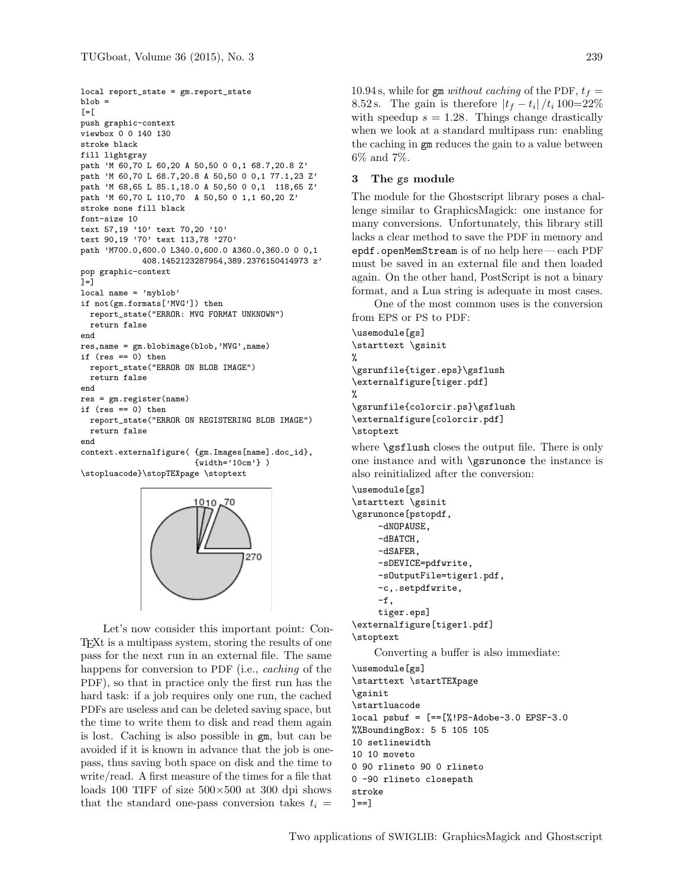```
local report_state = gm.report_state
blob =
[=[
push graphic-context
viewbox 0 0 140 130
stroke black
fill lightgray
path 'M 60,70 L 60,20 A 50,50 0 0,1 68.7,20.8 Z'
path 'M 60,70 L 68.7,20.8 A 50,50 0 0,1 77.1,23 Z'
path 'M 68,65 L 85.1,18.0 A 50,50 0 0,1  118,65 Z'
path 'M 60,70 L 110,70  A 50,50 0 1,1 60,20 Z'
stroke none fill black
font-size 10
text 57,19 '10' text 70,20 '10'
text 90,19 '70' text 113,78 '270'
path 'M700.0,600.0 L340.0,600.0 A360.0,360.0 0 0,1
            408.1452123287954,389.2376150414973 z'
pop graphic-context
]=]
local name = 'myblob'
if not(gm.formats['MVG']) then
  report_state("ERROR: MVG FORMAT UNKNOWN")
  return false
end
res,name = gm.blobimage(blob,'MVG',name)
if (res == 0) then
  report_state("ERROR ON BLOB IMAGE")
  return false
end
res = gm.register(name)
if (res == 0) then
  report_state("ERROR ON REGISTERING BLOB IMAGE")
  return false
end
context.externalfigure( {gm.Images[name].doc_id},
                        {width='10cm'} )
\stopluacode}\stopTEXpage \stoptext
```

Let's now consider this important point: ConTEXt is a multipass system, storing the results of one pass for the next run in an external file. The same happens for conversion to PDF (i.e., *caching* of the PDF), so that in practice only the first run has the hard task: if a job requires only one run, the cached PDFs are useless and can be deleted saving space, but the time to write them to disk and read them again is lost. Caching is also possible in gm, but can be avoided if it is known in advance that the job is one-pass, thus saving both space on disk and the time to write/read. A first measure of the times for a file that loads 100 TIFF of size 500×500 at 300 dpi shows that the standard one-pass conversion takes $t_i$ = 10.94 s, while for gm *without caching* of the PDF, $t_f$ = 8.52 s. The gain is therefore $|t_f - t_i|/t_i\,100$=22% with speedup $s = 1.28$. Things change drastically when we look at a standard multipass run: enabling the caching in gm reduces the gain to a value between 6% and 7%.

## 3 The gs module

The module for the Ghostscript library poses a challenge similar to GraphicsMagick: one instance for many conversions. Unfortunately, this library still lacks a clear method to save the PDF in memory and epdf.openMemStream is of no help here — each PDF must be saved in an external file and then loaded again. On the other hand, PostScript is not a binary format, and a Lua string is adequate in most cases.

One of the most common uses is the conversion from EPS or PS to PDF:

```
\usemodule[gs]
\starttext \gsinit
%
\gsrunfile{tiger.eps}\gsflush
\externalfigure[tiger.pdf]
%
\gsrunfile{colorcir.ps}\gsflush
\externalfigure[colorcir.pdf]
\stoptext
```

where \gsflush closes the output file. There is only one instance and with \gsrunonce the instance is also reinitialized after the conversion:

```
\usemodule[gs]
\starttext \gsinit
\gsrunonce[pstopdf,
     -dNOPAUSE,
     -dBATCH,
     -dSAFER,
     -sDEVICE=pdfwrite,
     -sOutputFile=tiger1.pdf,
     -c,.setpdfwrite,
     -f,
     tiger.eps]
\externalfigure[tiger1.pdf]
\stoptext
```

Converting a buffer is also immediate:

```
\usemodule[gs]
\starttext \startTEXpage
\gsinit
\startluacode
local psbuf = [==[%!PS-Adobe-3.0 EPSF-3.0
%%BoundingBox: 5 5 105 105
10 setlinewidth
10 10 moveto
0 90 rlineto 90 0 rlineto
0 -90 rlineto closepath
stroke
]==]
```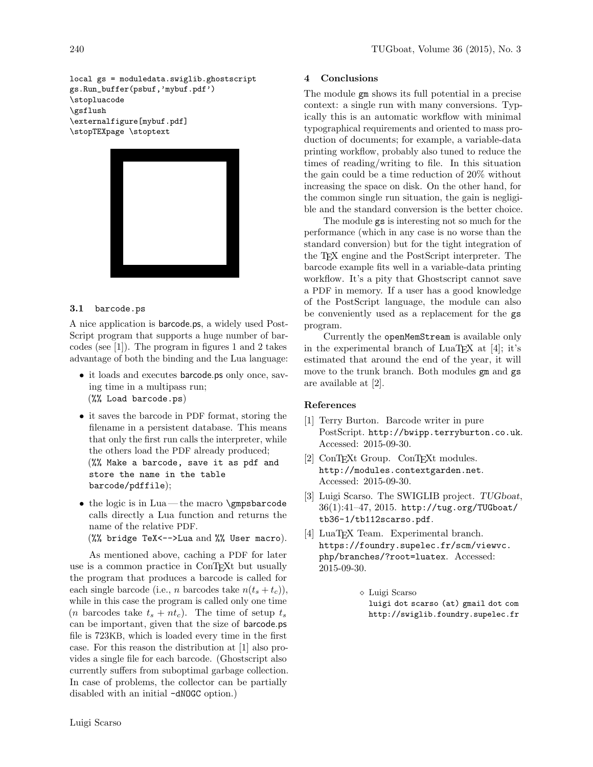```
local gs = moduledata.swiglib.ghostscript
gs.Run_buffer(psbuf,'mybuf.pdf')
\stopluacode
\gsflush
\externalfigure[mybuf.pdf]
\stopTEXpage \stoptext
```

### 3.1 barcode.ps

A nice application is barcode.ps, a widely used PostScript program that supports a huge number of barcodes (see [1]). The program in figures 1 and 2 takes advantage of both the binding and the Lua language:

- it loads and executes barcode.ps only once, saving time in a multipass run; (`%% Load barcode.ps`)
- it saves the barcode in PDF format, storing the filename in a persistent database. This means that only the first run calls the interpreter, while the others load the PDF already produced; (`%% Make a barcode, save it as pdf and store the name in the table barcode/pdffile`);
- the logic is in Lua — the macro `\gmpsbarcode` calls directly a Lua function and returns the name of the relative PDF. (`%% bridge TeX<-->Lua` and `%% User macro`).

As mentioned above, caching a PDF for later use is a common practice in ConTEXt but usually the program that produces a barcode is called for each single barcode (i.e., $n$ barcodes take $n(t_s + t_c)$), while in this case the program is called only one time ($n$ barcodes take $t_s + nt_c$). The time of setup $t_s$ can be important, given that the size of barcode.ps file is 723KB, which is loaded every time in the first case. For this reason the distribution at [1] also provides a single file for each barcode. (Ghostscript also currently suffers from suboptimal garbage collection. In case of problems, the collector can be partially disabled with an initial `-dNOGC` option.)

## 4 Conclusions

The module gm shows its full potential in a precise context: a single run with many conversions. Typically this is an automatic workflow with minimal typographical requirements and oriented to mass production of documents; for example, a variable-data printing workflow, probably also tuned to reduce the times of reading/writing to file. In this situation the gain could be a time reduction of 20% without increasing the space on disk. On the other hand, for the common single run situation, the gain is negligible and the standard conversion is the better choice.

The module gs is interesting not so much for the performance (which in any case is no worse than the standard conversion) but for the tight integration of the TEX engine and the PostScript interpreter. The barcode example fits well in a variable-data printing workflow. It's a pity that Ghostscript cannot save a PDF in memory. If a user has a good knowledge of the PostScript language, the module can also be conveniently used as a replacement for the gs program.

Currently the openMemStream is available only in the experimental branch of LuaTEX at [4]; it's estimated that around the end of the year, it will move to the trunk branch. Both modules gm and gs are available at [2].

## References

[1] Terry Burton. Barcode writer in pure PostScript. http://bwipp.terryburton.co.uk. Accessed: 2015-09-30.

[2] ConTEXt Group. ConTEXt modules. http://modules.contextgarden.net. Accessed: 2015-09-30.

[3] Luigi Scarso. The SWIGLIB project. *TUGboat*, 36(1):41–47, 2015. http://tug.org/TUGboat/tb36-1/tb112scarso.pdf.

[4] LuaTEX Team. Experimental branch. https://foundry.supelec.fr/scm/viewvc.php/branches/?root=luatex. Accessed: 2015-09-30.

◇ Luigi Scarso
luigi dot scarso (at) gmail dot com
http://swiglib.foundry.supelec.fr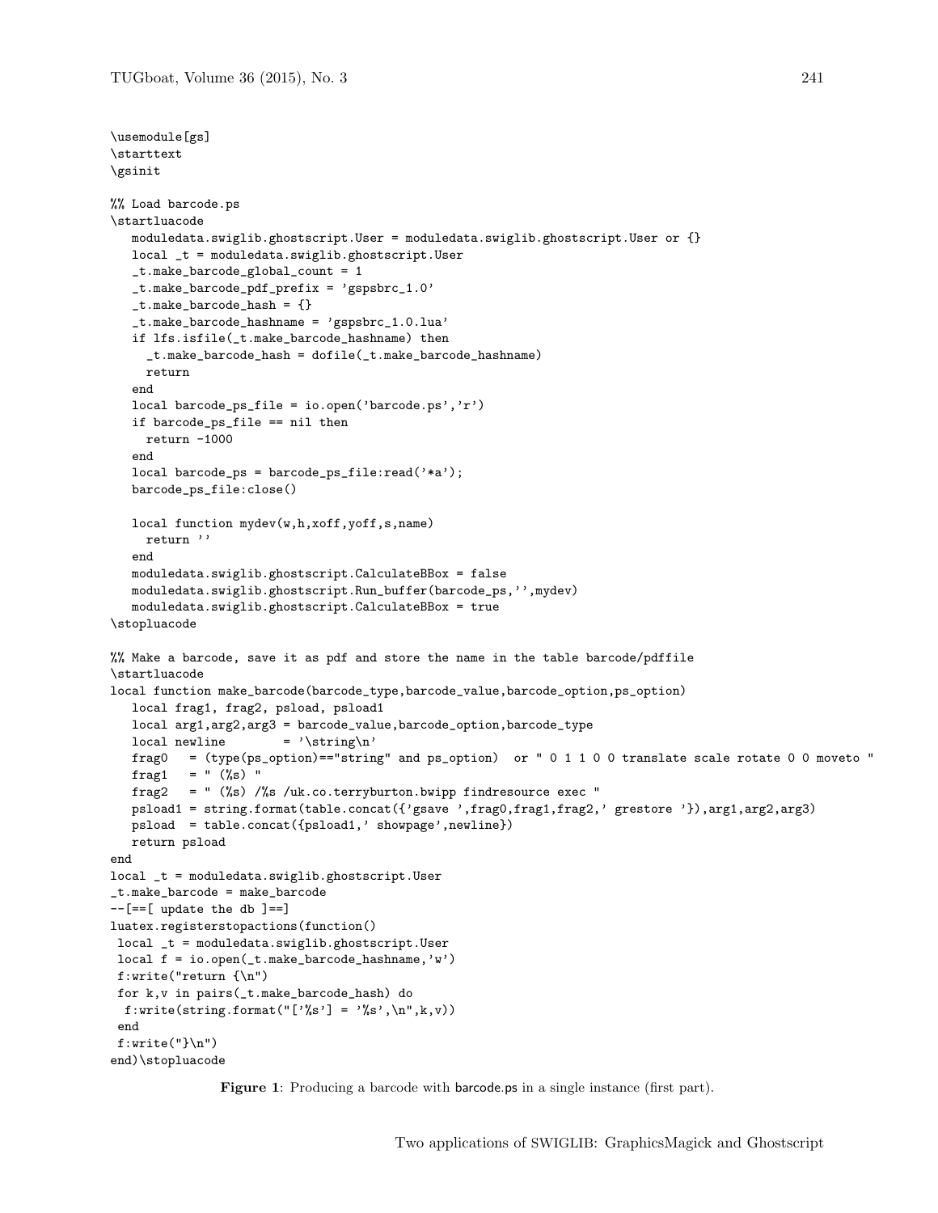```
\usemodule[gs]
\starttext
\gsinit

%% Load barcode.ps
\startluacode
   moduledata.swiglib.ghostscript.User = moduledata.swiglib.ghostscript.User or {}
   local _t = moduledata.swiglib.ghostscript.User
   _t.make_barcode_global_count = 1
   _t.make_barcode_pdf_prefix = 'gspsbrc_1.0'
   _t.make_barcode_hash = {}
   _t.make_barcode_hashname = 'gspsbrc_1.0.lua'
   if lfs.isfile(_t.make_barcode_hashname) then
     _t.make_barcode_hash = dofile(_t.make_barcode_hashname)
     return
   end
   local barcode_ps_file = io.open('barcode.ps','r')
   if barcode_ps_file == nil then
     return -1000
   end
   local barcode_ps = barcode_ps_file:read('*a');
   barcode_ps_file:close()

   local function mydev(w,h,xoff,yoff,s,name)
     return ''
   end
   moduledata.swiglib.ghostscript.CalculateBBox = false
   moduledata.swiglib.ghostscript.Run_buffer(barcode_ps,'',mydev)
   moduledata.swiglib.ghostscript.CalculateBBox = true
\stopluacode

%% Make a barcode, save it as pdf and store the name in the table barcode/pdffile
\startluacode
local function make_barcode(barcode_type,barcode_value,barcode_option,ps_option)
   local frag1, frag2, psload, psload1
   local arg1,arg2,arg3 = barcode_value,barcode_option,barcode_type
   local newline        = '\string\n'
   frag0   = (type(ps_option)=="string" and ps_option)  or " 0 1 1 0 0 translate scale rotate 0 0 moveto "
   frag1   = " (%s) "
   frag2   = " (%s) /%s /uk.co.terryburton.bwipp findresource exec "
   psload1 = string.format(table.concat({'gsave ',frag0,frag1,frag2,' grestore '}),arg1,arg2,arg3)
   psload  = table.concat({psload1,' showpage',newline})
   return psload
end
local _t = moduledata.swiglib.ghostscript.User
_t.make_barcode = make_barcode
--[==[ update the db ]==]
luatex.registerstopactions(function()
 local _t = moduledata.swiglib.ghostscript.User
 local f = io.open(_t.make_barcode_hashname,'w')
 f:write("return {\n")
 for k,v in pairs(_t.make_barcode_hash) do
  f:write(string.format("['%s'] = '%s',\n",k,v))
 end
 f:write("}\n")
end)\stopluacode
```

**Figure 1**: Producing a barcode with barcode.ps in a single instance (first part).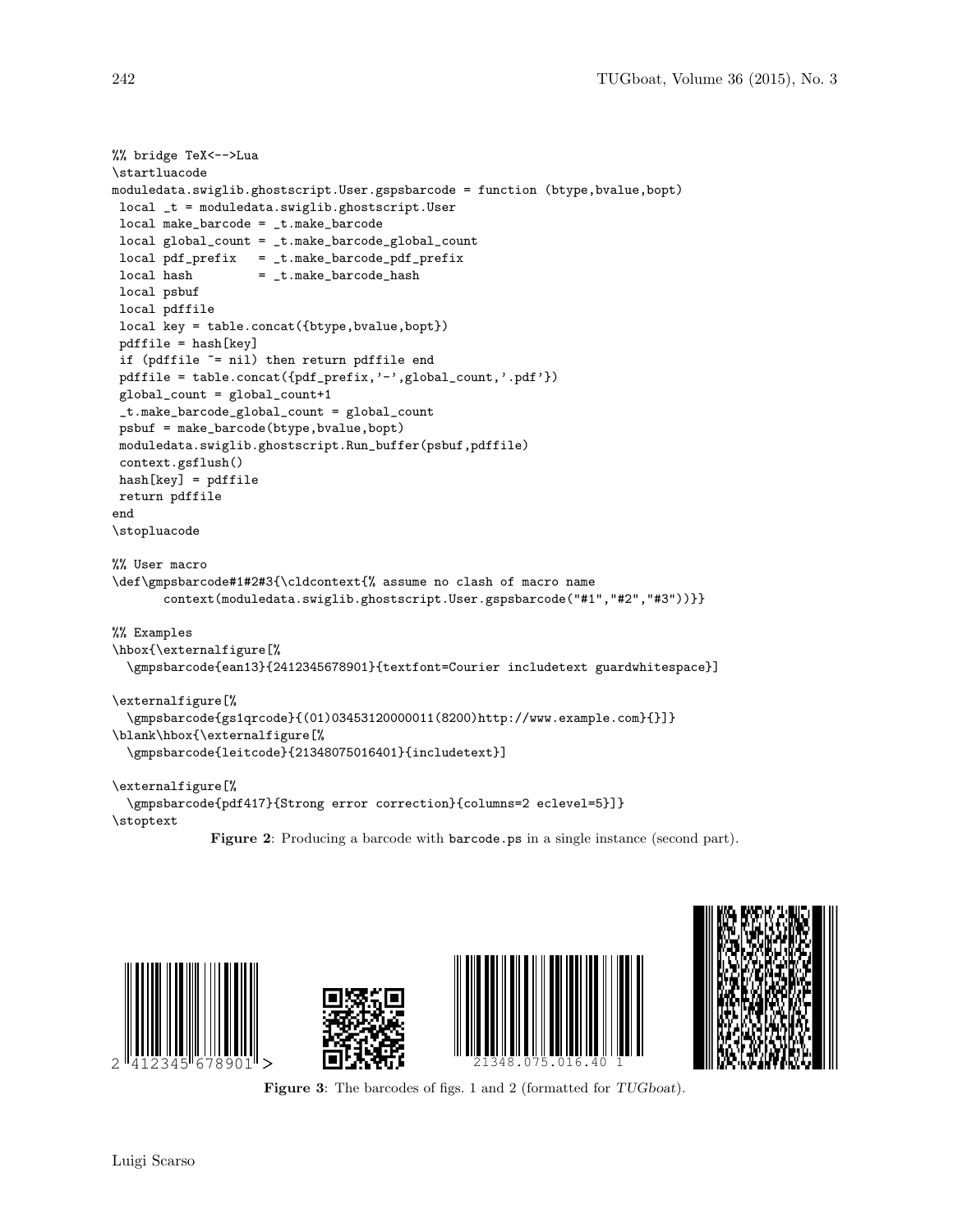```
%% bridge TeX<-->Lua
\startluacode
moduledata.swiglib.ghostscript.User.gspsbarcode = function (btype,bvalue,bopt)
 local _t = moduledata.swiglib.ghostscript.User
 local make_barcode = _t.make_barcode
 local global_count = _t.make_barcode_global_count
 local pdf_prefix   = _t.make_barcode_pdf_prefix
 local hash         = _t.make_barcode_hash
 local psbuf
 local pdffile
 local key = table.concat({btype,bvalue,bopt})
 pdffile = hash[key]
 if (pdffile ~= nil) then return pdffile end
 pdffile = table.concat({pdf_prefix,'-',global_count,'.pdf'})
 global_count = global_count+1
 _t.make_barcode_global_count = global_count
 psbuf = make_barcode(btype,bvalue,bopt)
 moduledata.swiglib.ghostscript.Run_buffer(psbuf,pdffile)
 context.gsflush()
 hash[key] = pdffile
 return pdffile
end
\stopluacode

%% User macro
\def\gmpsbarcode#1#2#3{\cldcontext{% assume no clash of macro name
       context(moduledata.swiglib.ghostscript.User.gspsbarcode("#1","#2","#3"))}}

%% Examples
\hbox{\externalfigure[%
  \gmpsbarcode{ean13}{2412345678901}{textfont=Courier includetext guardwhitespace}]

\externalfigure[%
  \gmpsbarcode{gs1qrcode}{(01)03453120000011(8200)http://www.example.com}{}]}
\blank\hbox{\externalfigure[%
  \gmpsbarcode{leitcode}{21348075016401}{includetext}]

\externalfigure[%
  \gmpsbarcode{pdf417}{Strong error correction}{columns=2 eclevel=5}]}
\stoptext
```

**Figure 2**: Producing a barcode with barcode.ps in a single instance (second part).

2 412345 678901 >

21348.075.016.40 1

**Figure 3**: The barcodes of figs. 1 and 2 (formatted for *TUGboat*).

Luigi Scarso